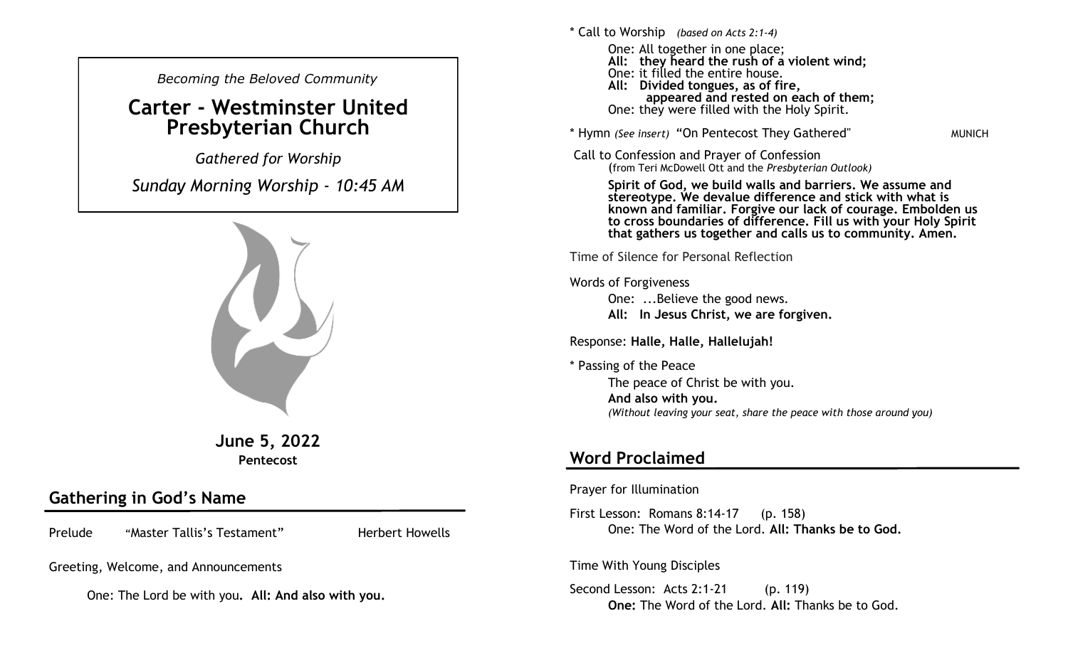*Becoming the Beloved Community*

# Carter - Westminster United Presbyterian Church

*Gathered for Worship*

*Sunday Morning Worship - 10:45 AM*

**June 5, 2022**
**Pentecost**

## Gathering in God's Name

Prelude "Master Tallis's Testament" Herbert Howells

Greeting, Welcome, and Announcements

One: The Lord be with you. **All: And also with you.**

\* Call to Worship *(based on Acts 2:1-4)*

One: All together in one place;
**All: they heard the rush of a violent wind;**
One: it filled the entire house.
**All: Divided tongues, as of fire, appeared and rested on each of them;**
One: they were filled with the Holy Spirit.

\* Hymn *(See insert)* "On Pentecost They Gathered" MUNICH

Call to Confession and Prayer of Confession
(from Teri McDowell Ott and the *Presbyterian Outlook)*

**Spirit of God, we build walls and barriers. We assume and stereotype. We devalue difference and stick with what is known and familiar. Forgive our lack of courage. Embolden us to cross boundaries of difference. Fill us with your Holy Spirit that gathers us together and calls us to community. Amen.**

Time of Silence for Personal Reflection

Words of Forgiveness

One: ...Believe the good news.
**All: In Jesus Christ, we are forgiven.**

Response: **Halle, Halle, Hallelujah!**

\* Passing of the Peace

The peace of Christ be with you.
**And also with you.**
*(Without leaving your seat, share the peace with those around you)*

## Word Proclaimed

Prayer for Illumination

First Lesson: Romans 8:14-17 (p. 158)
One: The Word of the Lord. **All: Thanks be to God.**

Time With Young Disciples

Second Lesson: Acts 2:1-21 (p. 119)
**One:** The Word of the Lord. **All:** Thanks be to God.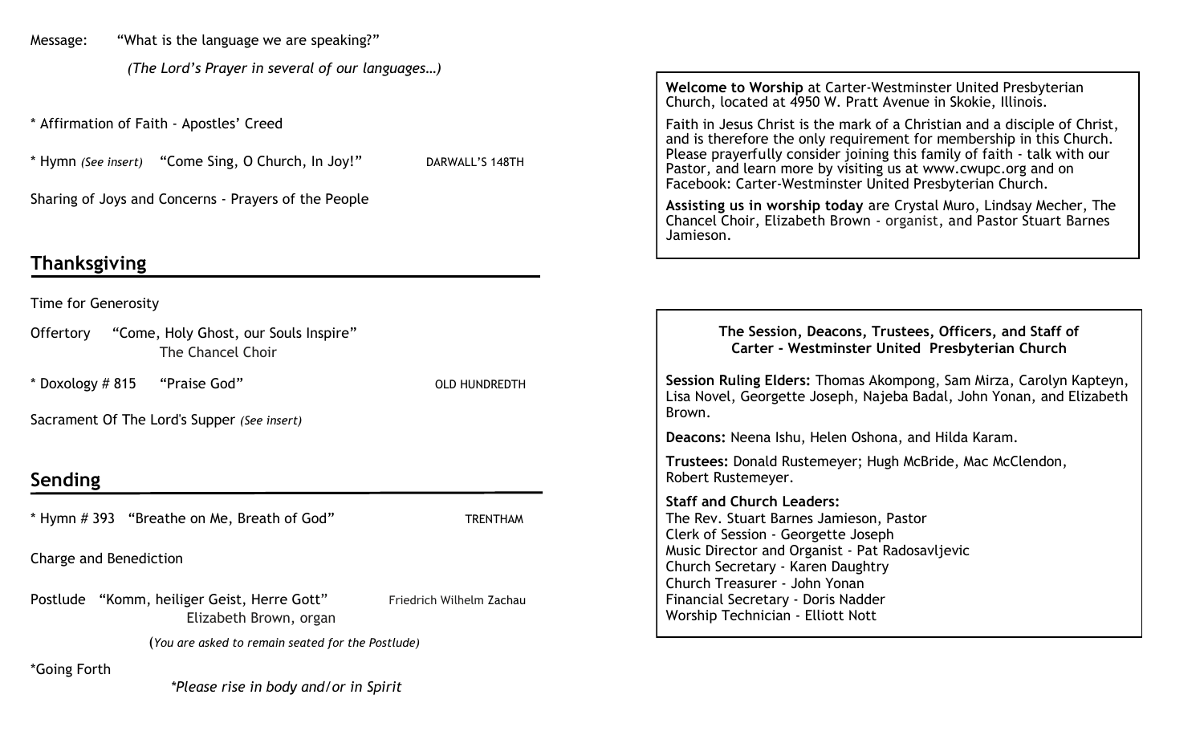Message: "What is the language we are speaking?"

*(The Lord's Prayer in several of our languages…)*

* Affirmation of Faith - Apostles' Creed

* Hymn *(See insert)* "Come Sing, O Church, In Joy!" DARWALL'S 148TH

Sharing of Joys and Concerns - Prayers of the People

## Thanksgiving

Time for Generosity

Offertory "Come, Holy Ghost, our Souls Inspire"
The Chancel Choir

* Doxology # 815 "Praise God" OLD HUNDREDTH

Sacrament Of The Lord's Supper *(See insert)*

## Sending

* Hymn # 393 "Breathe on Me, Breath of God" TRENTHAM

Charge and Benediction

Postlude "Komm, heiliger Geist, Herre Gott" Friedrich Wilhelm Zachau
Elizabeth Brown, organ

(*You are asked to remain seated for the Postlude*)

*Going Forth

*\*Please rise in body and/or in Spirit*

**Welcome to Worship** at Carter-Westminster United Presbyterian Church, located at 4950 W. Pratt Avenue in Skokie, Illinois.

Faith in Jesus Christ is the mark of a Christian and a disciple of Christ, and is therefore the only requirement for membership in this Church. Please prayerfully consider joining this family of faith - talk with our Pastor, and learn more by visiting us at www.cwupc.org and on Facebook: Carter-Westminster United Presbyterian Church.

**Assisting us in worship today** are Crystal Muro, Lindsay Mecher, The Chancel Choir, Elizabeth Brown - organist, and Pastor Stuart Barnes Jamieson.

**The Session, Deacons, Trustees, Officers, and Staff of Carter - Westminster United Presbyterian Church**

**Session Ruling Elders:** Thomas Akompong, Sam Mirza, Carolyn Kapteyn, Lisa Novel, Georgette Joseph, Najeba Badal, John Yonan, and Elizabeth Brown.

**Deacons:** Neena Ishu, Helen Oshona, and Hilda Karam.

**Trustees:** Donald Rustemeyer; Hugh McBride, Mac McClendon, Robert Rustemeyer.

**Staff and Church Leaders:**
The Rev. Stuart Barnes Jamieson, Pastor
Clerk of Session - Georgette Joseph
Music Director and Organist - Pat Radosavljevic
Church Secretary - Karen Daughtry
Church Treasurer - John Yonan
Financial Secretary - Doris Nadder
Worship Technician - Elliott Nott